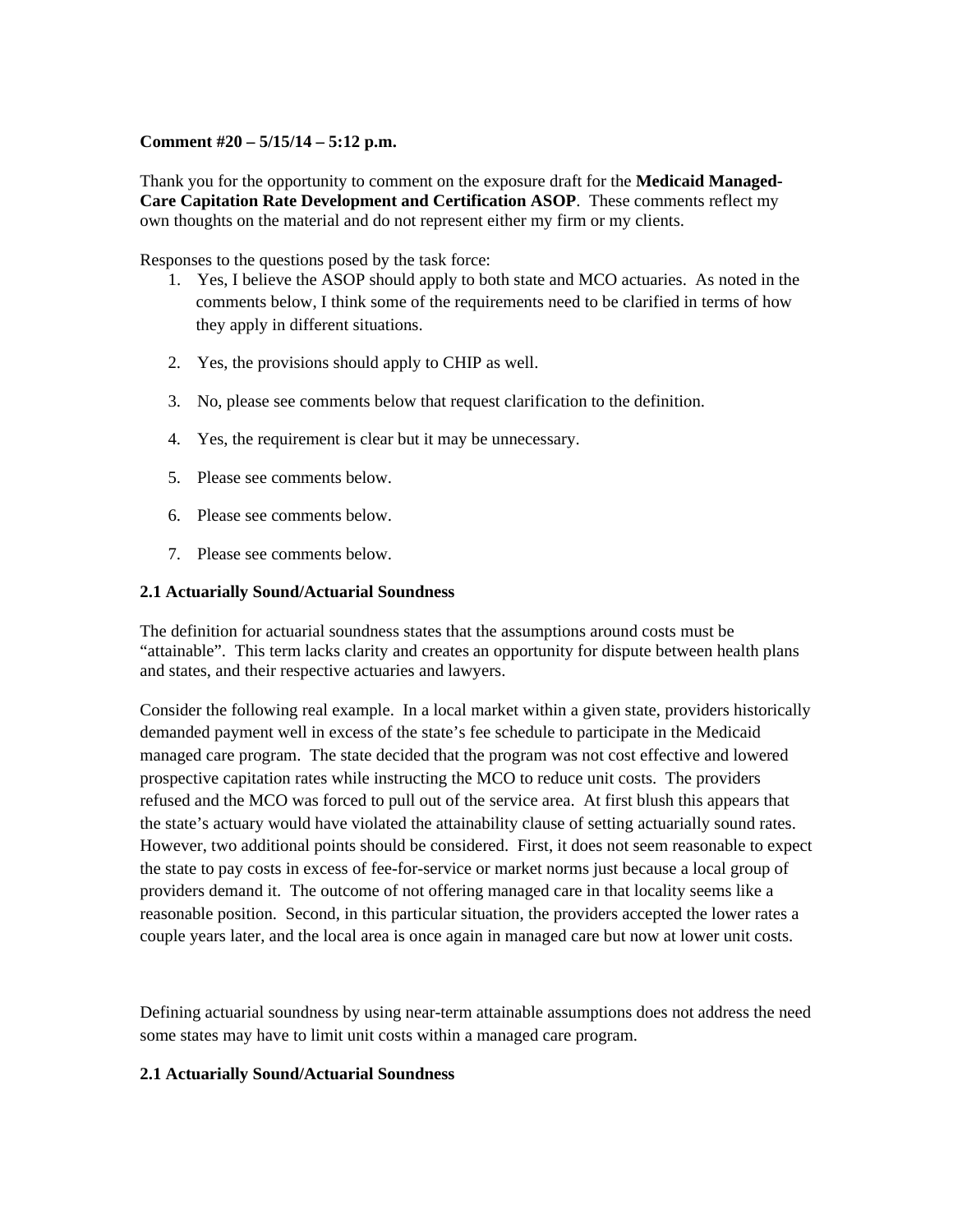**Comment #20 – 5/15/14 – 5:12 p.m.**

Thank you for the opportunity to comment on the exposure draft for the **Medicaid Managed-Care Capitation Rate Development and Certification ASOP**. These comments reflect my own thoughts on the material and do not represent either my firm or my clients.

Responses to the questions posed by the task force:

1. Yes, I believe the ASOP should apply to both state and MCO actuaries. As noted in the comments below, I think some of the requirements need to be clarified in terms of how they apply in different situations.

2. Yes, the provisions should apply to CHIP as well.

3. No, please see comments below that request clarification to the definition.

4. Yes, the requirement is clear but it may be unnecessary.

5. Please see comments below.

6. Please see comments below.

7. Please see comments below.

**2.1 Actuarially Sound/Actuarial Soundness**

The definition for actuarial soundness states that the assumptions around costs must be "attainable". This term lacks clarity and creates an opportunity for dispute between health plans and states, and their respective actuaries and lawyers.

Consider the following real example. In a local market within a given state, providers historically demanded payment well in excess of the state's fee schedule to participate in the Medicaid managed care program. The state decided that the program was not cost effective and lowered prospective capitation rates while instructing the MCO to reduce unit costs. The providers refused and the MCO was forced to pull out of the service area. At first blush this appears that the state's actuary would have violated the attainability clause of setting actuarially sound rates. However, two additional points should be considered. First, it does not seem reasonable to expect the state to pay costs in excess of fee-for-service or market norms just because a local group of providers demand it. The outcome of not offering managed care in that locality seems like a reasonable position. Second, in this particular situation, the providers accepted the lower rates a couple years later, and the local area is once again in managed care but now at lower unit costs.

Defining actuarial soundness by using near-term attainable assumptions does not address the need some states may have to limit unit costs within a managed care program.

**2.1 Actuarially Sound/Actuarial Soundness**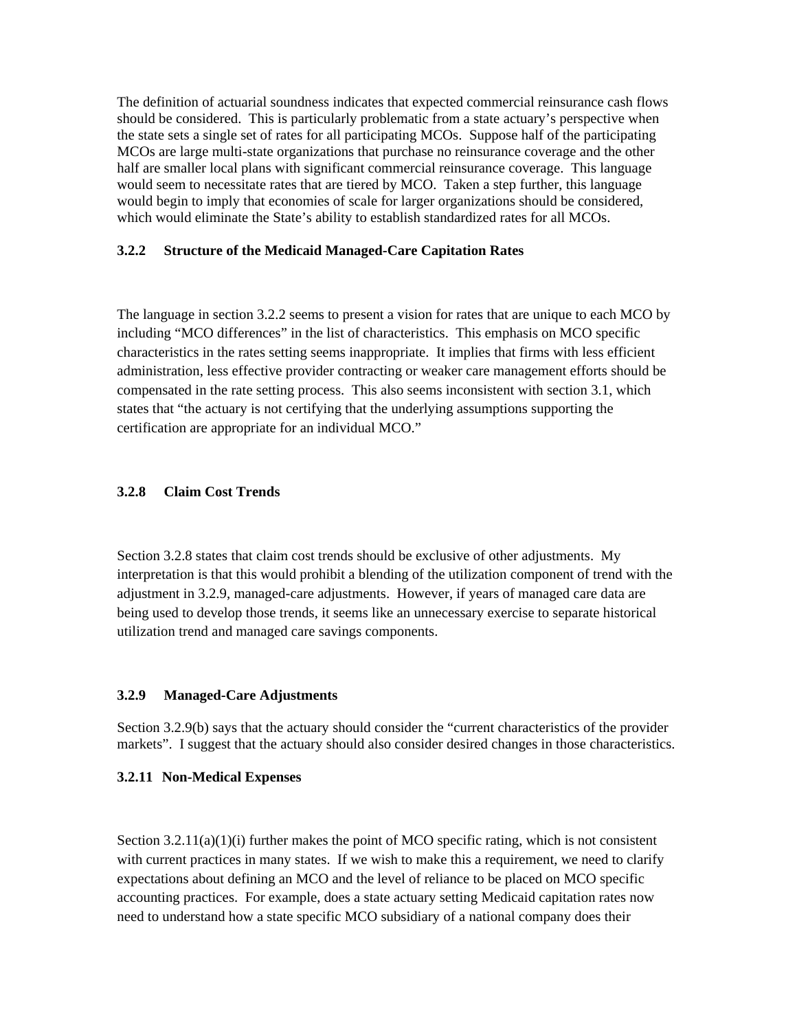The definition of actuarial soundness indicates that expected commercial reinsurance cash flows should be considered. This is particularly problematic from a state actuary's perspective when the state sets a single set of rates for all participating MCOs. Suppose half of the participating MCOs are large multi-state organizations that purchase no reinsurance coverage and the other half are smaller local plans with significant commercial reinsurance coverage. This language would seem to necessitate rates that are tiered by MCO. Taken a step further, this language would begin to imply that economies of scale for larger organizations should be considered, which would eliminate the State's ability to establish standardized rates for all MCOs.

### 3.2.2 Structure of the Medicaid Managed-Care Capitation Rates

The language in section 3.2.2 seems to present a vision for rates that are unique to each MCO by including "MCO differences" in the list of characteristics. This emphasis on MCO specific characteristics in the rates setting seems inappropriate. It implies that firms with less efficient administration, less effective provider contracting or weaker care management efforts should be compensated in the rate setting process. This also seems inconsistent with section 3.1, which states that "the actuary is not certifying that the underlying assumptions supporting the certification are appropriate for an individual MCO."

### 3.2.8 Claim Cost Trends

Section 3.2.8 states that claim cost trends should be exclusive of other adjustments. My interpretation is that this would prohibit a blending of the utilization component of trend with the adjustment in 3.2.9, managed-care adjustments. However, if years of managed care data are being used to develop those trends, it seems like an unnecessary exercise to separate historical utilization trend and managed care savings components.

### 3.2.9 Managed-Care Adjustments

Section 3.2.9(b) says that the actuary should consider the "current characteristics of the provider markets". I suggest that the actuary should also consider desired changes in those characteristics.

### 3.2.11 Non-Medical Expenses

Section 3.2.11(a)(1)(i) further makes the point of MCO specific rating, which is not consistent with current practices in many states. If we wish to make this a requirement, we need to clarify expectations about defining an MCO and the level of reliance to be placed on MCO specific accounting practices. For example, does a state actuary setting Medicaid capitation rates now need to understand how a state specific MCO subsidiary of a national company does their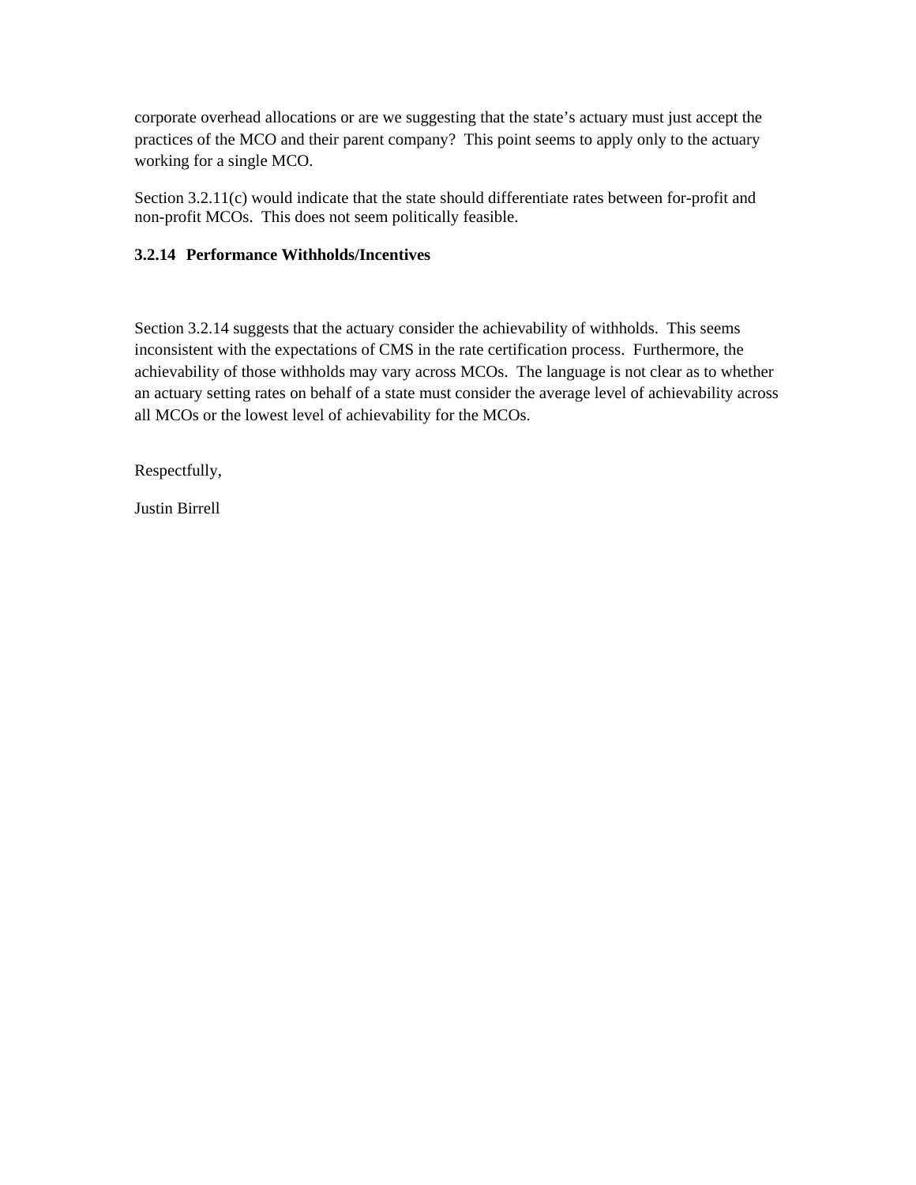corporate overhead allocations or are we suggesting that the state's actuary must just accept the practices of the MCO and their parent company? This point seems to apply only to the actuary working for a single MCO.

Section 3.2.11(c) would indicate that the state should differentiate rates between for-profit and non-profit MCOs. This does not seem politically feasible.

**3.2.14 Performance Withholds/Incentives**

Section 3.2.14 suggests that the actuary consider the achievability of withholds. This seems inconsistent with the expectations of CMS in the rate certification process. Furthermore, the achievability of those withholds may vary across MCOs. The language is not clear as to whether an actuary setting rates on behalf of a state must consider the average level of achievability across all MCOs or the lowest level of achievability for the MCOs.

Respectfully,

Justin Birrell